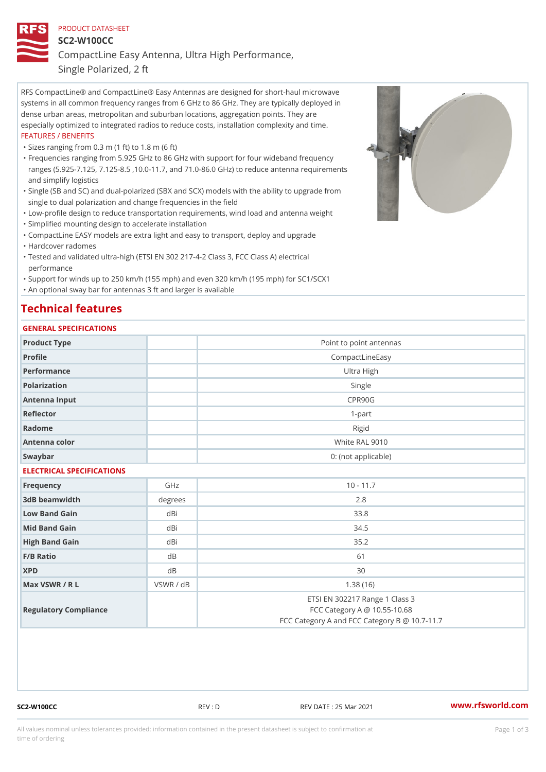PRODUCT DATASHEET

# SC2-W100CC

## CompactLine Easy Antenna, Ultra High Performance, Single Polarized, 2 ft

RFS CompactLine® and CompactLine® Easy Antennas are designed for short-haul microwave systems in all common frequency ranges from 6 GHz to 86 GHz. They are typically deployed in dense urban areas, metropolitan and suburban locations, aggregation points. They are especially optimized to integrated radios to reduce costs, installation complexity and time.

FEATURES / BENEFITS

- Sizes ranging from 0.3 m (1 ft) to 1.8 m (6 ft)
- Frequencies ranging from 5.925 GHz to 86 GHz with support for four wideband frequency ranges (5.925-7.125, 7.125-8.5 ,10.0-11.7, and 71.0-86.0 GHz) to reduce antenna requirements and simplify logistics
- Single (SB and SC) and dual-polarized (SBX and SCX) models with the ability to upgrade from single to dual polarization and change frequencies in the field
- Low-profile design to reduce transportation requirements, wind load and antenna weight
- Simplified mounting design to accelerate installation
- CompactLine EASY models are extra light and easy to transport, deploy and upgrade
- Hardcover radomes
- Tested and validated ultra-high (ETSI EN 302 217-4-2 Class 3, FCC Class A) electrical performance
- Support for winds up to 250 km/h (155 mph) and even 320 km/h (195 mph) for SC1/SCX1
- An optional sway bar for antennas 3 ft and larger is available

## Technical features

### GENERAL SPECIFICATIONS

| | | |
|---|---|---|
| Product Type | | Point to point antennas |
| Profile | | CompactLineEasy |
| Performance | | Ultra High |
| Polarization | | Single |
| Antenna Input | | CPR90G |
| Reflector | | 1-part |
| Radome | | Rigid |
| Antenna color | | White RAL 9010 |
| Swaybar | | 0: (not applicable) |

### ELECTRICAL SPECIFICATIONS

| | | |
|---|---|---|
| Frequency | GHz | 10 - 11.7 |
| 3dB beamwidth | degrees | 2.8 |
| Low Band Gain | dBi | 33.8 |
| Mid Band Gain | dBi | 34.5 |
| High Band Gain | dBi | 35.2 |
| F/B Ratio | dB | 61 |
| XPD | dB | 30 |
| Max VSWR / R L | VSWR / dB | 1.38 (16) |
| Regulatory Compliance | | ETSI EN 302217 Range 1 Class 3<br>FCC Category A @ 10.55-10.68<br>FCC Category A and FCC Category B @ 10.7-11.7 |

SC2-W100CC REV : D REV DATE : 25 Mar 2021 www.rfsworld.com

All values nominal unless tolerances provided; information contained in the present datasheet is subject to confirmation at time of ordering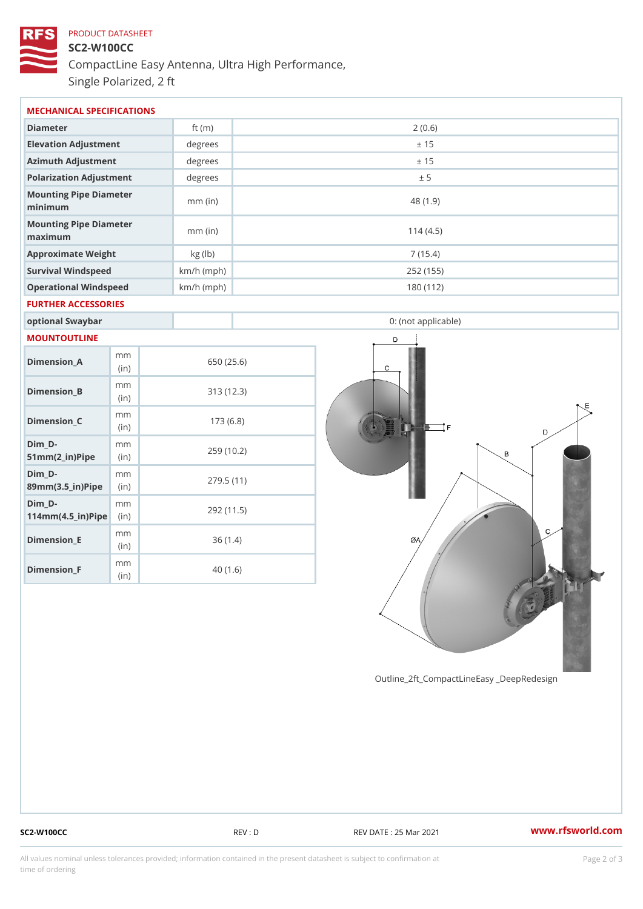PRODUCT DATASHEET

# SC2-W100CC

CompactLine Easy Antenna, Ultra High Performance, Single Polarized, 2 ft

## MECHANICAL SPECIFICATIONS

| | | |
|---|---|---|
| Diameter | ft (m) | 2 (0.6) |
| Elevation Adjustment | degrees | ± 15 |
| Azimuth Adjustment | degrees | ± 15 |
| Polarization Adjustment | degrees | ± 5 |
| Mounting Pipe Diameter minimum | mm (in) | 48 (1.9) |
| Mounting Pipe Diameter maximum | mm (in) | 114 (4.5) |
| Approximate Weight | kg (lb) | 7 (15.4) |
| Survival Windspeed | km/h (mph) | 252 (155) |
| Operational Windspeed | km/h (mph) | 180 (112) |

## FURTHER ACCESSORIES

| | | |
|---|---|---|
| optional Swaybar | | 0: (not applicable) |

## MOUNTOUTLINE

| | | |
|---|---|---|
| Dimension_A | mm (in) | 650 (25.6) |
| Dimension_B | mm (in) | 313 (12.3) |
| Dimension_C | mm (in) | 173 (6.8) |
| Dim_D-51mm(2_in)Pipe | mm (in) | 259 (10.2) |
| Dim_D-89mm(3.5_in)Pipe | mm (in) | 279.5 (11) |
| Dim_D-114mm(4.5_in)Pipe | mm (in) | 292 (11.5) |
| Dimension_E | mm (in) | 36 (1.4) |
| Dimension_F | mm (in) | 40 (1.6) |

Outline_2ft_CompactLineEasy _DeepRedesign

SC2-W100CC REV : D REV DATE : 25 Mar 2021 www.rfsworld.com

All values nominal unless tolerances provided; information contained in the present datasheet is subject to confirmation at time of ordering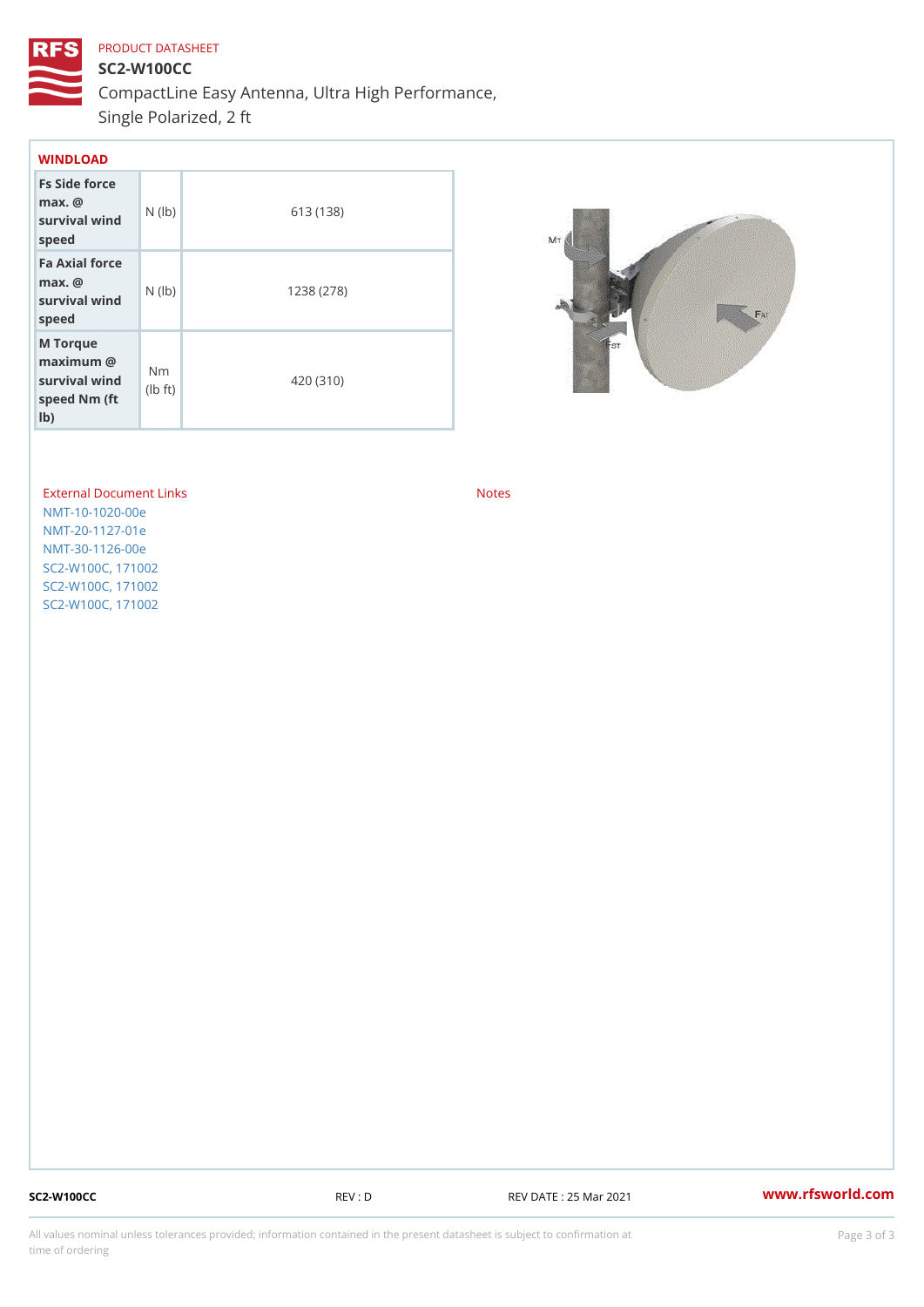PRODUCT DATASHEET

# SC2-W100CC

## CompactLine Easy Antenna, Ultra High Performance, Single Polarized, 2 ft

### WINDLOAD

| | | |
|---|---|---|
| Fs Side force max. @ survival wind speed | N (lb) | 613 (138) |
| Fa Axial force max. @ survival wind speed | N (lb) | 1238 (278) |
| M Torque maximum @ survival wind speed Nm (ft lb) | Nm (lb ft) | 420 (310) |

MT

FAT

FST

### External Document Links

NMT-10-1020-00e

NMT-20-1127-01e

NMT-30-1126-00e

SC2-W100C, 171002

SC2-W100C, 171002

SC2-W100C, 171002

### Notes

SC2-W100CC REV : D REV DATE : 25 Mar 2021 www.rfsworld.com

All values nominal unless tolerances provided; information contained in the present datasheet is subject to confirmation at time of ordering